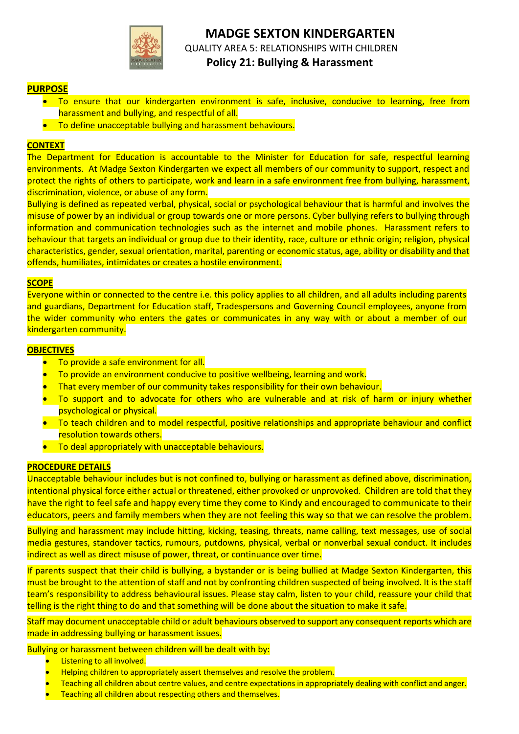# MADGE SEXTON KINDERGARTEN

QUALITY AREA 5: RELATIONSHIPS WITH CHILDREN

## Policy 21: Bullying & Harassment

**PURPOSE**

- To ensure that our kindergarten environment is safe, inclusive, conducive to learning, free from harassment and bullying, and respectful of all.
- To define unacceptable bullying and harassment behaviours.

**CONTEXT**

The Department for Education is accountable to the Minister for Education for safe, respectful learning environments. At Madge Sexton Kindergarten we expect all members of our community to support, respect and protect the rights of others to participate, work and learn in a safe environment free from bullying, harassment, discrimination, violence, or abuse of any form.

Bullying is defined as repeated verbal, physical, social or psychological behaviour that is harmful and involves the misuse of power by an individual or group towards one or more persons. Cyber bullying refers to bullying through information and communication technologies such as the internet and mobile phones. Harassment refers to behaviour that targets an individual or group due to their identity, race, culture or ethnic origin; religion, physical characteristics, gender, sexual orientation, marital, parenting or economic status, age, ability or disability and that offends, humiliates, intimidates or creates a hostile environment.

**SCOPE**

Everyone within or connected to the centre i.e. this policy applies to all children, and all adults including parents and guardians, Department for Education staff, Tradespersons and Governing Council employees, anyone from the wider community who enters the gates or communicates in any way with or about a member of our kindergarten community.

**OBJECTIVES**

- To provide a safe environment for all.
- To provide an environment conducive to positive wellbeing, learning and work.
- That every member of our community takes responsibility for their own behaviour.
- To support and to advocate for others who are vulnerable and at risk of harm or injury whether psychological or physical.
- To teach children and to model respectful, positive relationships and appropriate behaviour and conflict resolution towards others.
- To deal appropriately with unacceptable behaviours.

**PROCEDURE DETAILS**

Unacceptable behaviour includes but is not confined to, bullying or harassment as defined above, discrimination, intentional physical force either actual or threatened, either provoked or unprovoked. Children are told that they have the right to feel safe and happy every time they come to Kindy and encouraged to communicate to their educators, peers and family members when they are not feeling this way so that we can resolve the problem.

Bullying and harassment may include hitting, kicking, teasing, threats, name calling, text messages, use of social media gestures, standover tactics, rumours, putdowns, physical, verbal or nonverbal sexual conduct. It includes indirect as well as direct misuse of power, threat, or continuance over time.

If parents suspect that their child is bullying, a bystander or is being bullied at Madge Sexton Kindergarten, this must be brought to the attention of staff and not by confronting children suspected of being involved. It is the staff team's responsibility to address behavioural issues. Please stay calm, listen to your child, reassure your child that telling is the right thing to do and that something will be done about the situation to make it safe.

Staff may document unacceptable child or adult behaviours observed to support any consequent reports which are made in addressing bullying or harassment issues.

Bullying or harassment between children will be dealt with by:

- Listening to all involved.
- Helping children to appropriately assert themselves and resolve the problem.
- Teaching all children about centre values, and centre expectations in appropriately dealing with conflict and anger.
- Teaching all children about respecting others and themselves.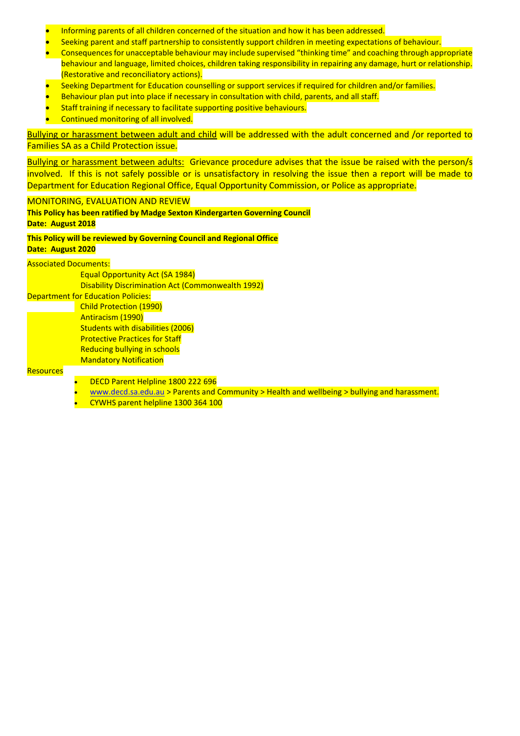- Informing parents of all children concerned of the situation and how it has been addressed.
- Seeking parent and staff partnership to consistently support children in meeting expectations of behaviour.
- Consequences for unacceptable behaviour may include supervised "thinking time" and coaching through appropriate behaviour and language, limited choices, children taking responsibility in repairing any damage, hurt or relationship. (Restorative and reconciliatory actions).
- Seeking Department for Education counselling or support services if required for children and/or families.
- Behaviour plan put into place if necessary in consultation with child, parents, and all staff.
- Staff training if necessary to facilitate supporting positive behaviours.
- Continued monitoring of all involved.

Bullying or harassment between adult and child will be addressed with the adult concerned and /or reported to Families SA as a Child Protection issue.

Bullying or harassment between adults: Grievance procedure advises that the issue be raised with the person/s involved. If this is not safely possible or is unsatisfactory in resolving the issue then a report will be made to Department for Education Regional Office, Equal Opportunity Commission, or Police as appropriate.

MONITORING, EVALUATION AND REVIEW

**This Policy has been ratified by Madge Sexton Kindergarten Governing Council**
**Date: August 2018**

**This Policy will be reviewed by Governing Council and Regional Office**
**Date: August 2020**

Associated Documents:

Equal Opportunity Act (SA 1984)
Disability Discrimination Act (Commonwealth 1992)

Department for Education Policies:

Child Protection (1990)
Antiracism (1990)
Students with disabilities (2006)
Protective Practices for Staff
Reducing bullying in schools
Mandatory Notification

Resources

- DECD Parent Helpline 1800 222 696
- www.decd.sa.edu.au > Parents and Community > Health and wellbeing > bullying and harassment.
- CYWHS parent helpline 1300 364 100